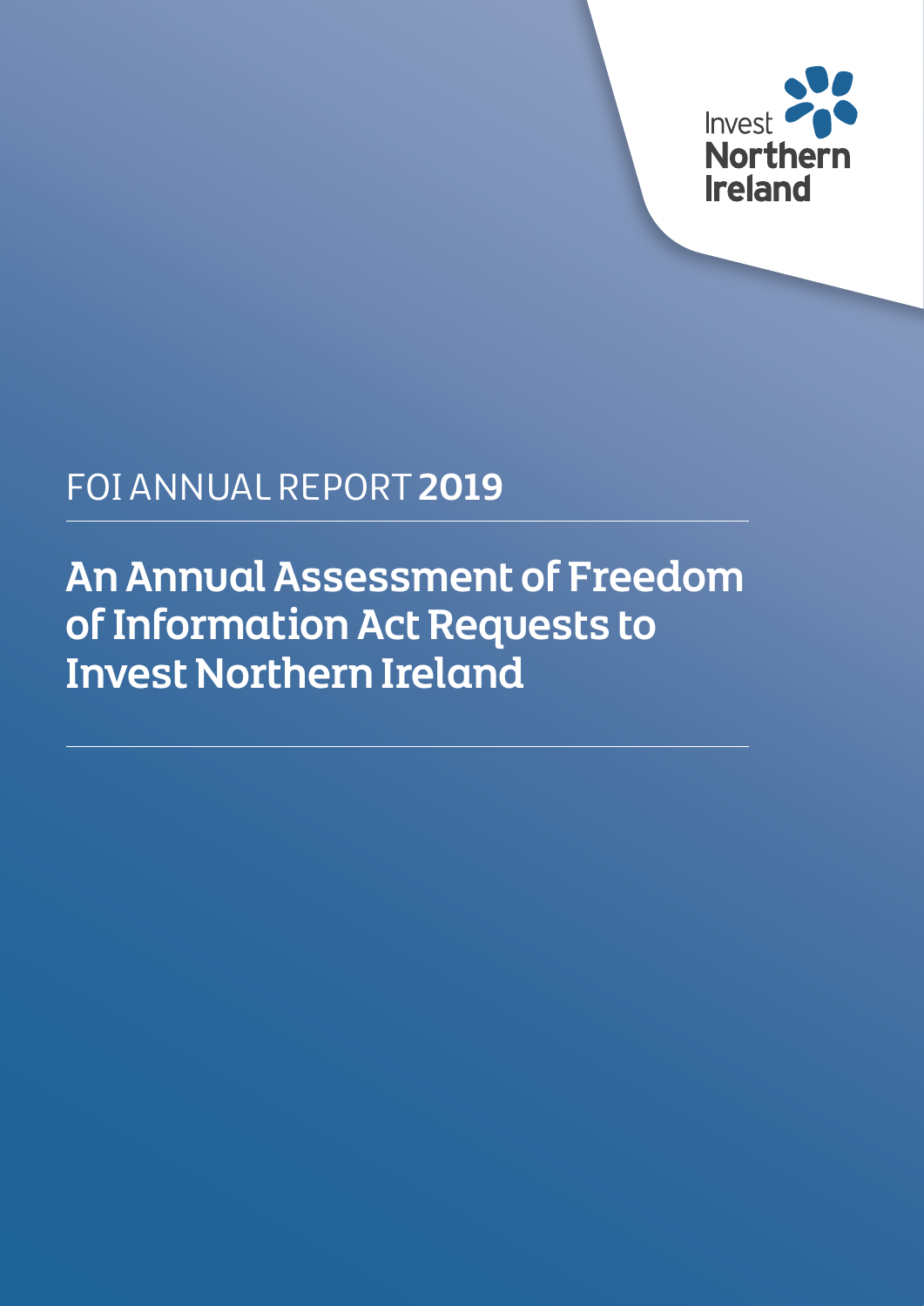Invest Northern Ireland

FOI ANNUAL REPORT **2019**

# An Annual Assessment of Freedom of Information Act Requests to Invest Northern Ireland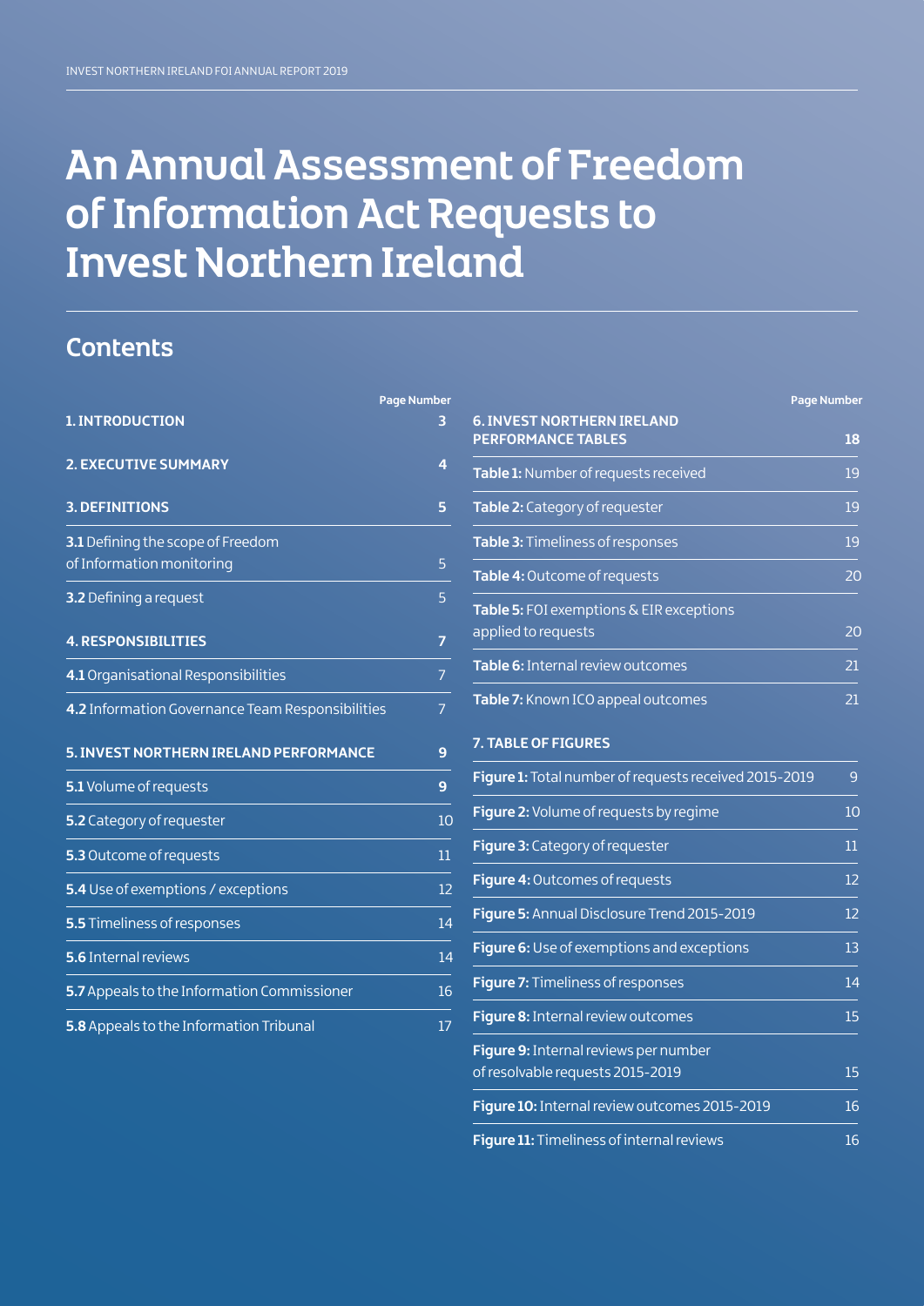# An Annual Assessment of Freedom of Information Act Requests to Invest Northern Ireland

## Contents

| | Page Number |
|---|---|
| **1. INTRODUCTION** | **3** |
| **2. EXECUTIVE SUMMARY** | **4** |
| **3. DEFINITIONS** | **5** |
| **3.1** Defining the scope of Freedom of Information monitoring | 5 |
| **3.2** Defining a request | 5 |
| **4. RESPONSIBILITIES** | **7** |
| **4.1** Organisational Responsibilities | 7 |
| **4.2** Information Governance Team Responsibilities | 7 |
| **5. INVEST NORTHERN IRELAND PERFORMANCE** | **9** |
| **5.1** Volume of requests | **9** |
| **5.2** Category of requester | 10 |
| **5.3** Outcome of requests | 11 |
| **5.4** Use of exemptions / exceptions | 12 |
| **5.5** Timeliness of responses | 14 |
| **5.6** Internal reviews | 14 |
| **5.7** Appeals to the Information Commissioner | 16 |
| **5.8** Appeals to the Information Tribunal | 17 |

| | Page Number |
|---|---|
| **6. INVEST NORTHERN IRELAND PERFORMANCE TABLES** | **18** |
| **Table 1:** Number of requests received | 19 |
| **Table 2:** Category of requester | 19 |
| **Table 3:** Timeliness of responses | 19 |
| **Table 4:** Outcome of requests | 20 |
| **Table 5:** FOI exemptions & EIR exceptions applied to requests | 20 |
| **Table 6:** Internal review outcomes | 21 |
| **Table 7:** Known ICO appeal outcomes | 21 |
| **7. TABLE OF FIGURES** | |
| **Figure 1:** Total number of requests received 2015-2019 | 9 |
| **Figure 2:** Volume of requests by regime | 10 |
| **Figure 3:** Category of requester | 11 |
| **Figure 4:** Outcomes of requests | 12 |
| **Figure 5:** Annual Disclosure Trend 2015-2019 | 12 |
| **Figure 6:** Use of exemptions and exceptions | 13 |
| **Figure 7:** Timeliness of responses | 14 |
| **Figure 8:** Internal review outcomes | 15 |
| **Figure 9:** Internal reviews per number of resolvable requests 2015-2019 | 15 |
| **Figure 10:** Internal review outcomes 2015-2019 | 16 |
| **Figure 11:** Timeliness of internal reviews | 16 |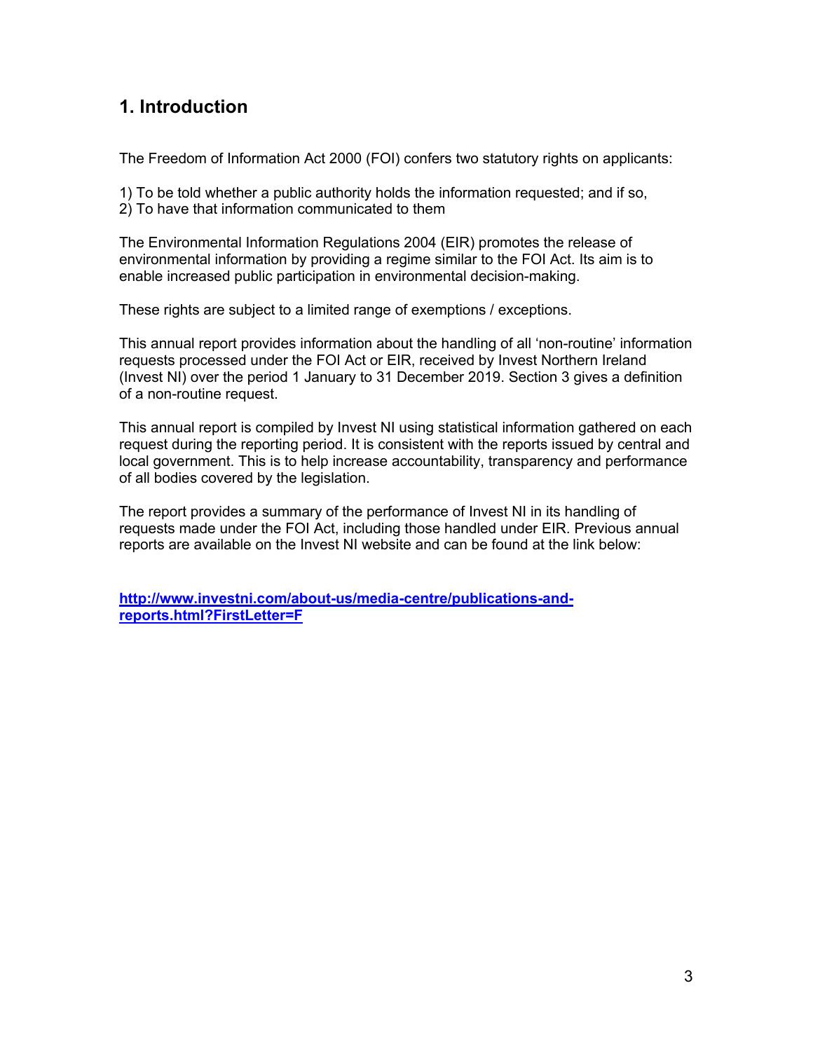## 1. Introduction

The Freedom of Information Act 2000 (FOI) confers two statutory rights on applicants:

1) To be told whether a public authority holds the information requested; and if so,
2) To have that information communicated to them

The Environmental Information Regulations 2004 (EIR) promotes the release of environmental information by providing a regime similar to the FOI Act. Its aim is to enable increased public participation in environmental decision-making.

These rights are subject to a limited range of exemptions / exceptions.

This annual report provides information about the handling of all 'non-routine' information requests processed under the FOI Act or EIR, received by Invest Northern Ireland (Invest NI) over the period 1 January to 31 December 2019. Section 3 gives a definition of a non-routine request.

This annual report is compiled by Invest NI using statistical information gathered on each request during the reporting period. It is consistent with the reports issued by central and local government. This is to help increase accountability, transparency and performance of all bodies covered by the legislation.

The report provides a summary of the performance of Invest NI in its handling of requests made under the FOI Act, including those handled under EIR. Previous annual reports are available on the Invest NI website and can be found at the link below:

**http://www.investni.com/about-us/media-centre/publications-and-reports.html?FirstLetter=F**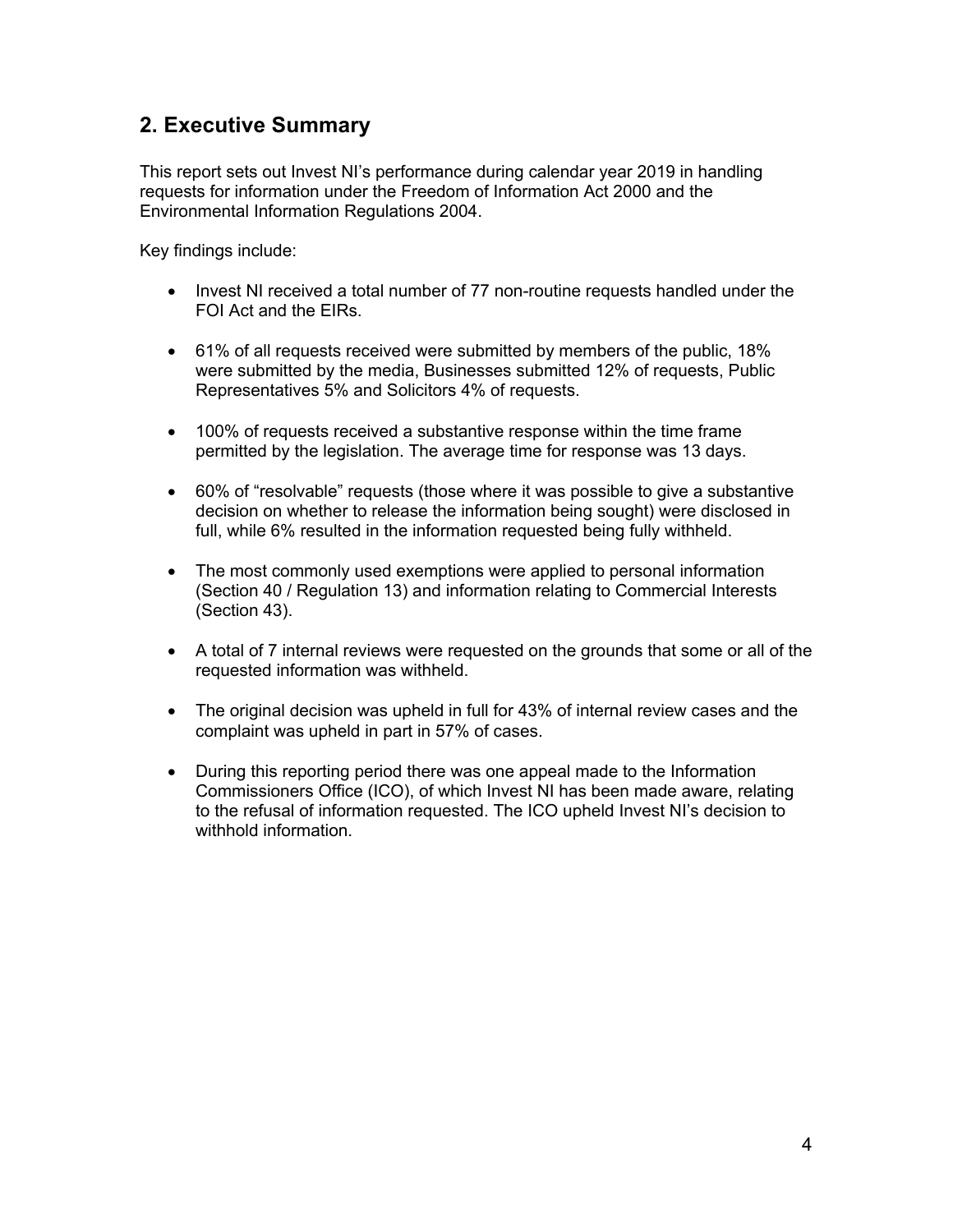## 2. Executive Summary

This report sets out Invest NI's performance during calendar year 2019 in handling requests for information under the Freedom of Information Act 2000 and the Environmental Information Regulations 2004.

Key findings include:

- Invest NI received a total number of 77 non-routine requests handled under the FOI Act and the EIRs.
- 61% of all requests received were submitted by members of the public, 18% were submitted by the media, Businesses submitted 12% of requests, Public Representatives 5% and Solicitors 4% of requests.
- 100% of requests received a substantive response within the time frame permitted by the legislation. The average time for response was 13 days.
- 60% of "resolvable" requests (those where it was possible to give a substantive decision on whether to release the information being sought) were disclosed in full, while 6% resulted in the information requested being fully withheld.
- The most commonly used exemptions were applied to personal information (Section 40 / Regulation 13) and information relating to Commercial Interests (Section 43).
- A total of 7 internal reviews were requested on the grounds that some or all of the requested information was withheld.
- The original decision was upheld in full for 43% of internal review cases and the complaint was upheld in part in 57% of cases.
- During this reporting period there was one appeal made to the Information Commissioners Office (ICO), of which Invest NI has been made aware, relating to the refusal of information requested. The ICO upheld Invest NI's decision to withhold information.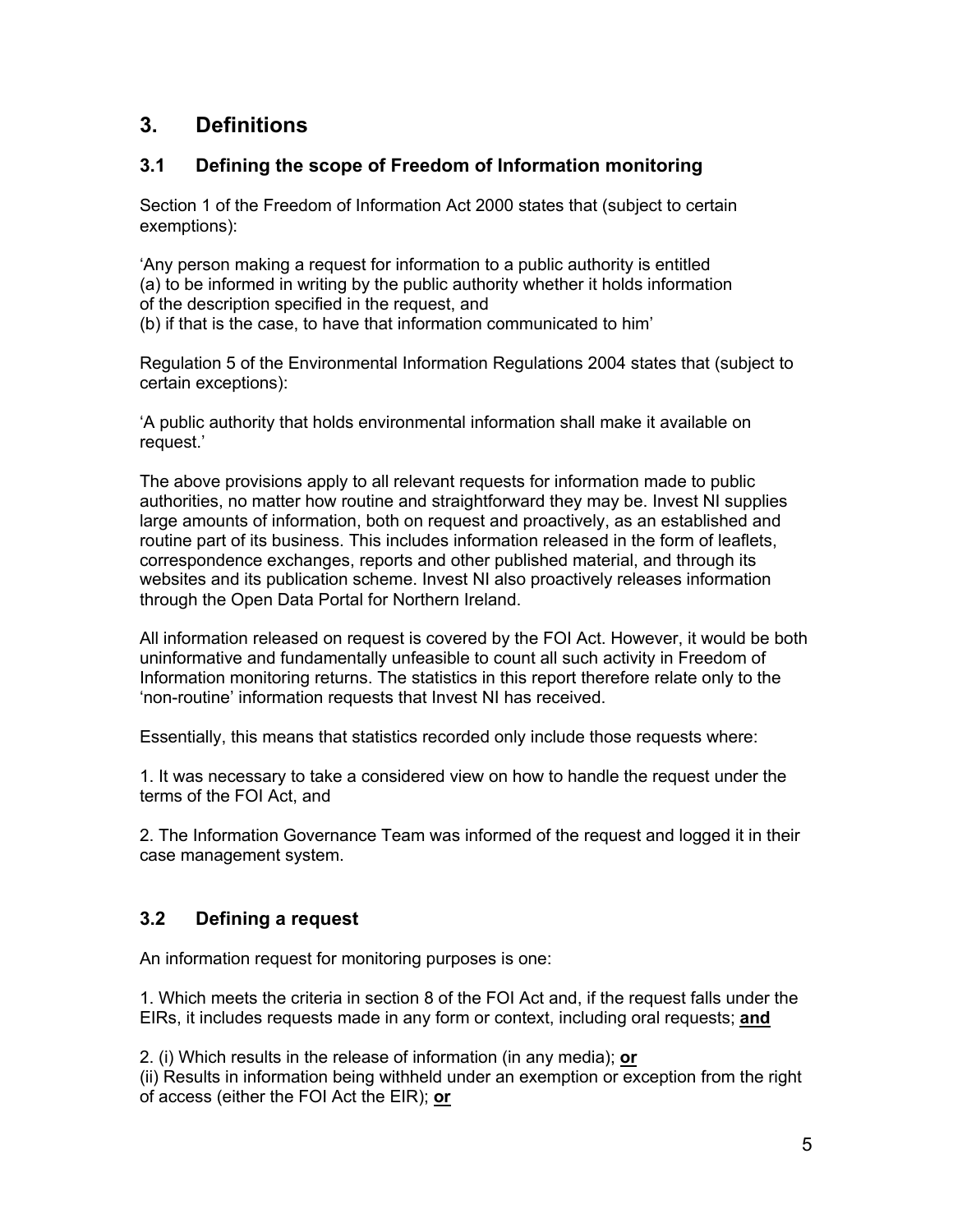## 3. Definitions

### 3.1 Defining the scope of Freedom of Information monitoring

Section 1 of the Freedom of Information Act 2000 states that (subject to certain exemptions):

'Any person making a request for information to a public authority is entitled
(a) to be informed in writing by the public authority whether it holds information of the description specified in the request, and
(b) if that is the case, to have that information communicated to him'

Regulation 5 of the Environmental Information Regulations 2004 states that (subject to certain exceptions):

'A public authority that holds environmental information shall make it available on request.'

The above provisions apply to all relevant requests for information made to public authorities, no matter how routine and straightforward they may be. Invest NI supplies large amounts of information, both on request and proactively, as an established and routine part of its business. This includes information released in the form of leaflets, correspondence exchanges, reports and other published material, and through its websites and its publication scheme. Invest NI also proactively releases information through the Open Data Portal for Northern Ireland.

All information released on request is covered by the FOI Act. However, it would be both uninformative and fundamentally unfeasible to count all such activity in Freedom of Information monitoring returns. The statistics in this report therefore relate only to the 'non-routine' information requests that Invest NI has received.

Essentially, this means that statistics recorded only include those requests where:

1. It was necessary to take a considered view on how to handle the request under the terms of the FOI Act, and

2. The Information Governance Team was informed of the request and logged it in their case management system.

### 3.2 Defining a request

An information request for monitoring purposes is one:

1. Which meets the criteria in section 8 of the FOI Act and, if the request falls under the EIRs, it includes requests made in any form or context, including oral requests; **and**

2. (i) Which results in the release of information (in any media); **or**
(ii) Results in information being withheld under an exemption or exception from the right of access (either the FOI Act the EIR); **or**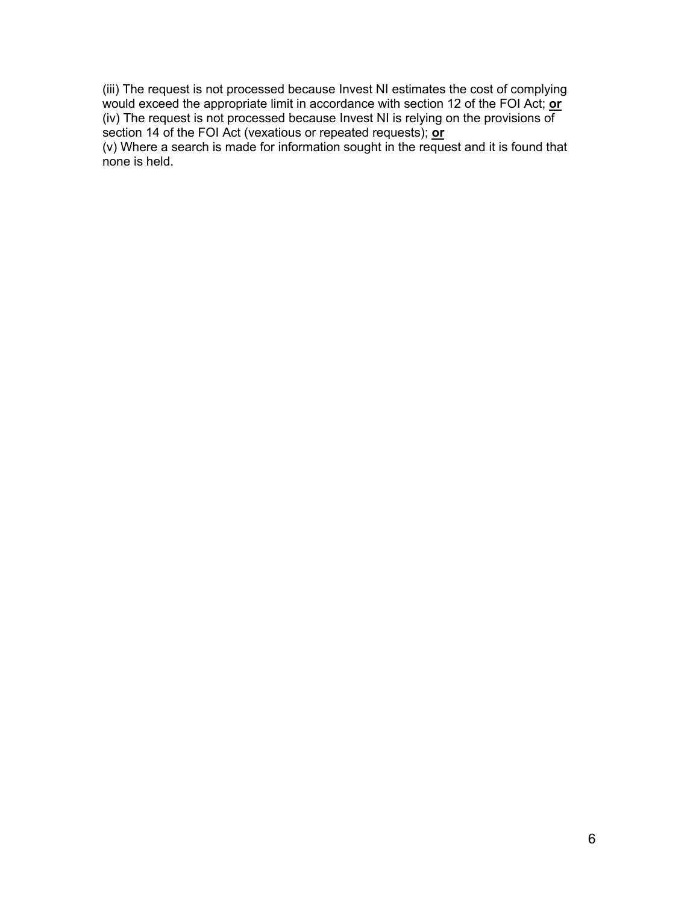(iii) The request is not processed because Invest NI estimates the cost of complying would exceed the appropriate limit in accordance with section 12 of the FOI Act; **or**
(iv) The request is not processed because Invest NI is relying on the provisions of section 14 of the FOI Act (vexatious or repeated requests); **or**
(v) Where a search is made for information sought in the request and it is found that none is held.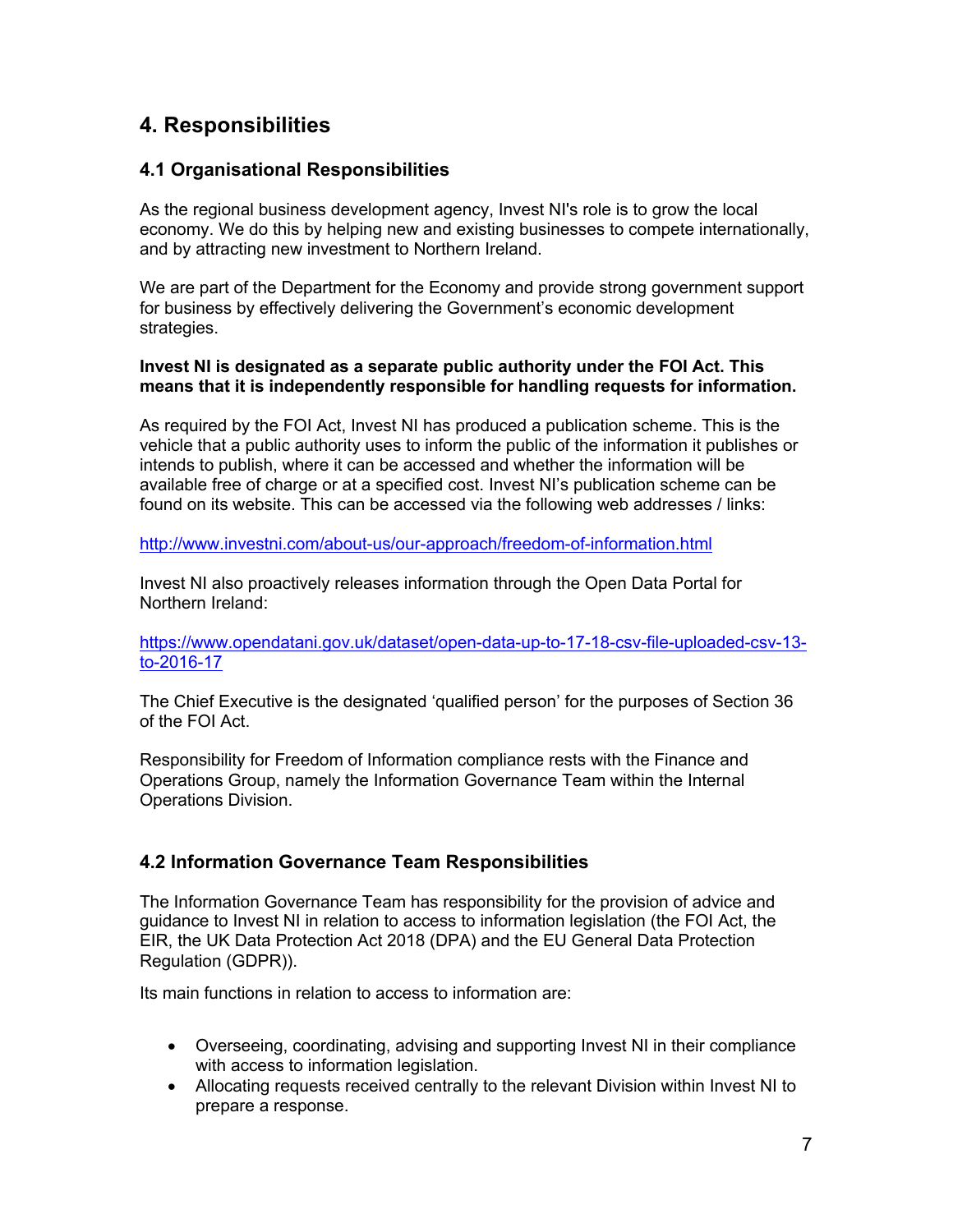## 4. Responsibilities

### 4.1 Organisational Responsibilities

As the regional business development agency, Invest NI's role is to grow the local economy. We do this by helping new and existing businesses to compete internationally, and by attracting new investment to Northern Ireland.

We are part of the Department for the Economy and provide strong government support for business by effectively delivering the Government's economic development strategies.

**Invest NI is designated as a separate public authority under the FOI Act. This means that it is independently responsible for handling requests for information.**

As required by the FOI Act, Invest NI has produced a publication scheme. This is the vehicle that a public authority uses to inform the public of the information it publishes or intends to publish, where it can be accessed and whether the information will be available free of charge or at a specified cost. Invest NI's publication scheme can be found on its website. This can be accessed via the following web addresses / links:

http://www.investni.com/about-us/our-approach/freedom-of-information.html

Invest NI also proactively releases information through the Open Data Portal for Northern Ireland:

https://www.opendatani.gov.uk/dataset/open-data-up-to-17-18-csv-file-uploaded-csv-13-to-2016-17

The Chief Executive is the designated 'qualified person' for the purposes of Section 36 of the FOI Act.

Responsibility for Freedom of Information compliance rests with the Finance and Operations Group, namely the Information Governance Team within the Internal Operations Division.

### 4.2 Information Governance Team Responsibilities

The Information Governance Team has responsibility for the provision of advice and guidance to Invest NI in relation to access to information legislation (the FOI Act, the EIR, the UK Data Protection Act 2018 (DPA) and the EU General Data Protection Regulation (GDPR)).

Its main functions in relation to access to information are:

- Overseeing, coordinating, advising and supporting Invest NI in their compliance with access to information legislation.
- Allocating requests received centrally to the relevant Division within Invest NI to prepare a response.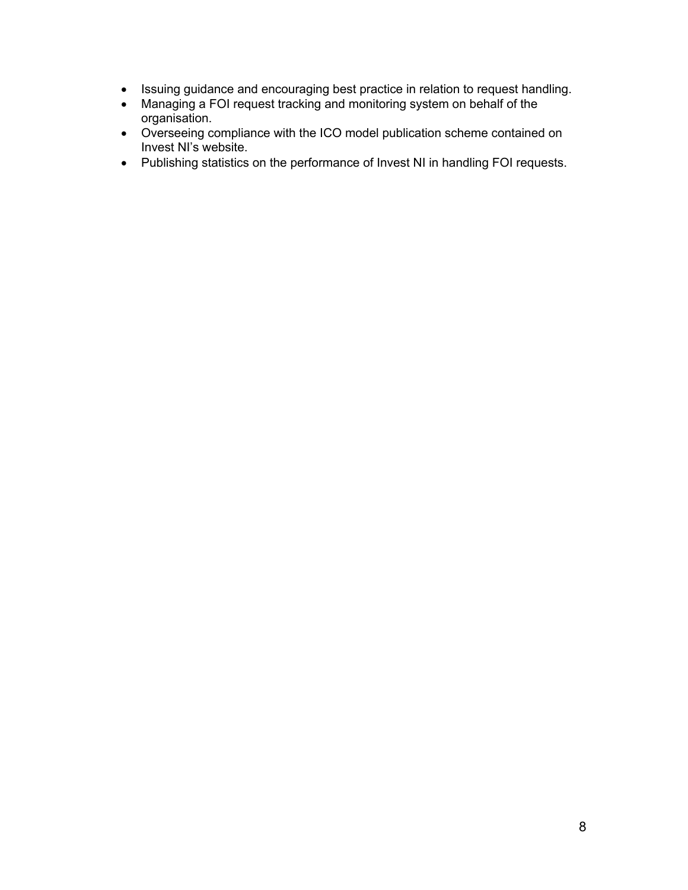- Issuing guidance and encouraging best practice in relation to request handling.
- Managing a FOI request tracking and monitoring system on behalf of the organisation.
- Overseeing compliance with the ICO model publication scheme contained on Invest NI's website.
- Publishing statistics on the performance of Invest NI in handling FOI requests.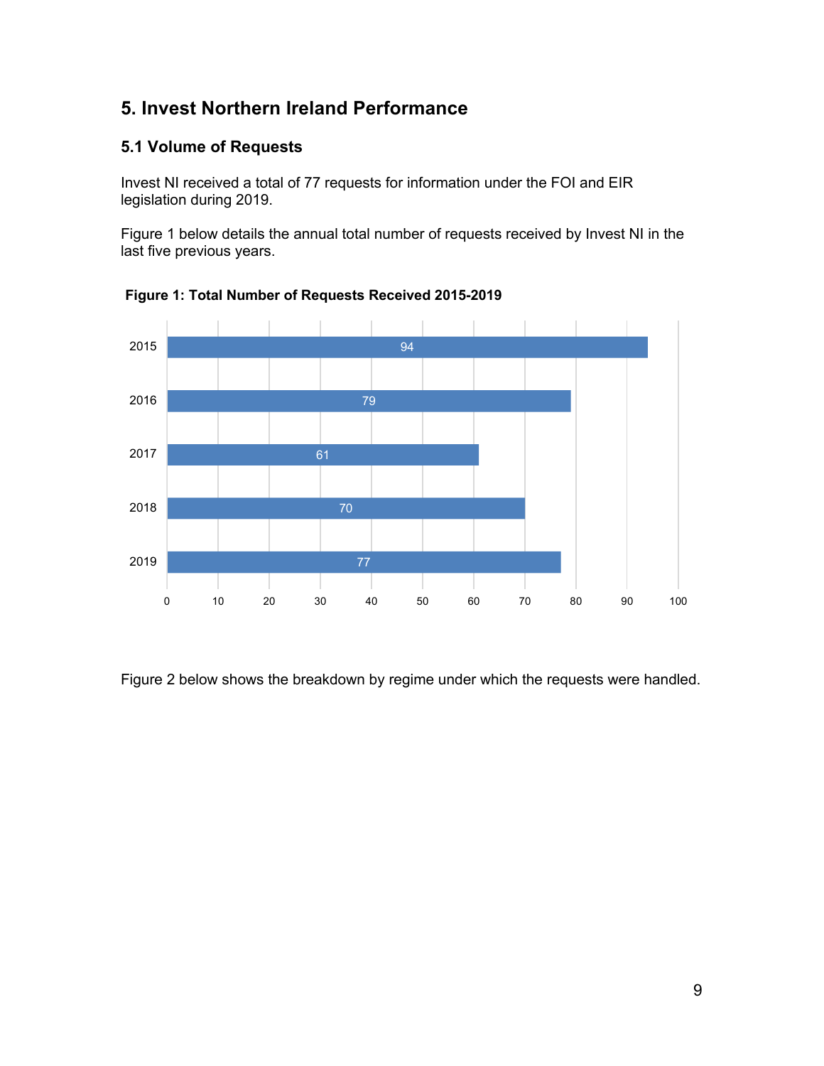## 5. Invest Northern Ireland Performance

### 5.1 Volume of Requests

Invest NI received a total of 77 requests for information under the FOI and EIR legislation during 2019.

Figure 1 below details the annual total number of requests received by Invest NI in the last five previous years.

**Figure 1: Total Number of Requests Received 2015-2019**

| Year | Requests |
|---|---|
| 2015 | 94 |
| 2016 | 79 |
| 2017 | 61 |
| 2018 | 70 |
| 2019 | 77 |

Figure 2 below shows the breakdown by regime under which the requests were handled.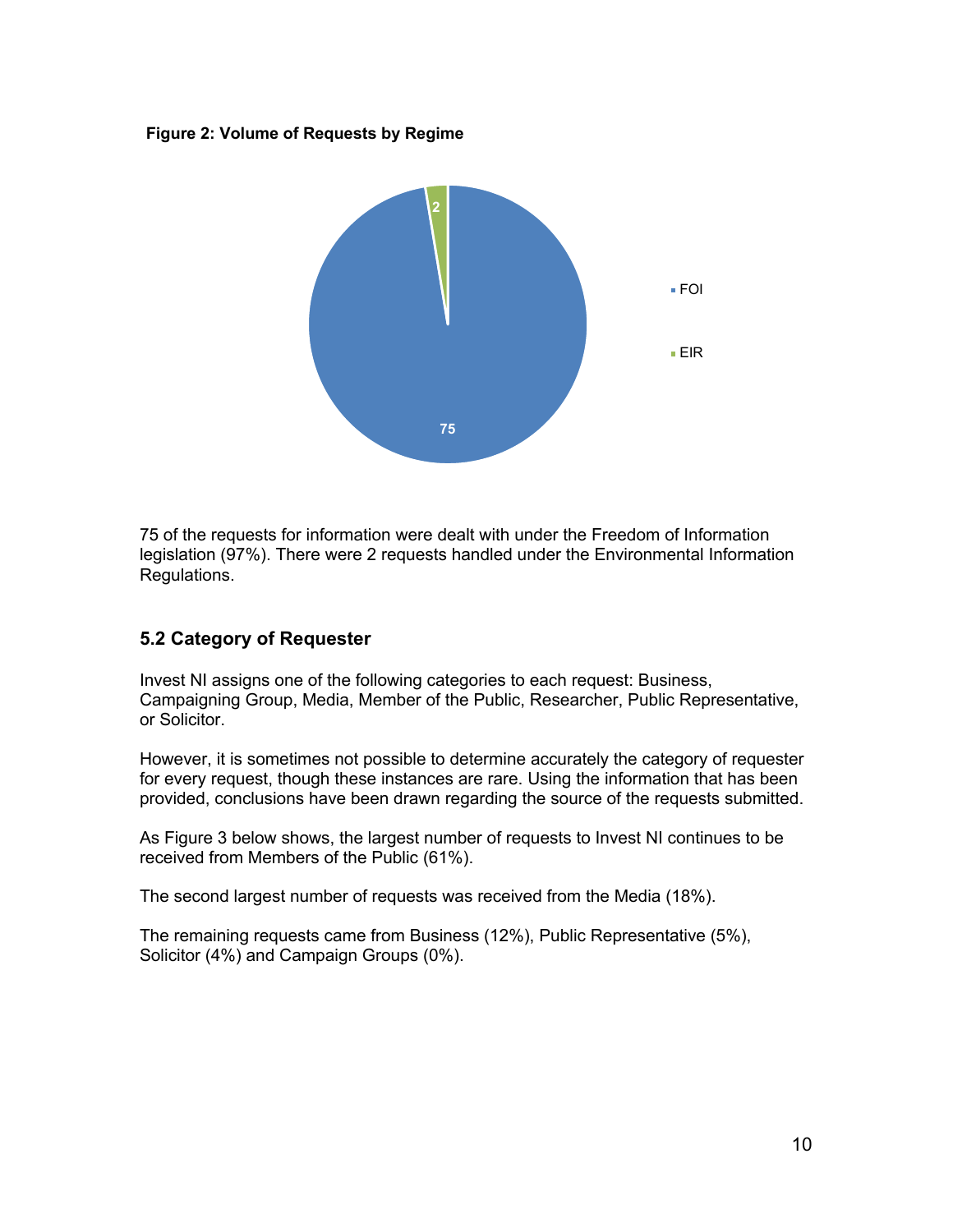**Figure 2: Volume of Requests by Regime**

75 of the requests for information were dealt with under the Freedom of Information legislation (97%). There were 2 requests handled under the Environmental Information Regulations.

## 5.2 Category of Requester

Invest NI assigns one of the following categories to each request: Business, Campaigning Group, Media, Member of the Public, Researcher, Public Representative, or Solicitor.

However, it is sometimes not possible to determine accurately the category of requester for every request, though these instances are rare. Using the information that has been provided, conclusions have been drawn regarding the source of the requests submitted.

As Figure 3 below shows, the largest number of requests to Invest NI continues to be received from Members of the Public (61%).

The second largest number of requests was received from the Media (18%).

The remaining requests came from Business (12%), Public Representative (5%), Solicitor (4%) and Campaign Groups (0%).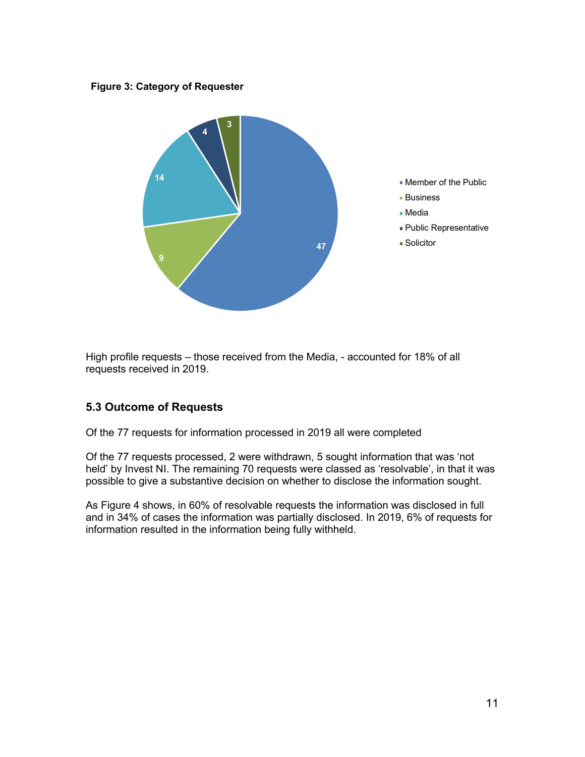**Figure 3: Category of Requester**

High profile requests – those received from the Media, - accounted for 18% of all requests received in 2019.

### 5.3 Outcome of Requests

Of the 77 requests for information processed in 2019 all were completed

Of the 77 requests processed, 2 were withdrawn, 5 sought information that was 'not held' by Invest NI. The remaining 70 requests were classed as 'resolvable', in that it was possible to give a substantive decision on whether to disclose the information sought.

As Figure 4 shows, in 60% of resolvable requests the information was disclosed in full and in 34% of cases the information was partially disclosed. In 2019, 6% of requests for information resulted in the information being fully withheld.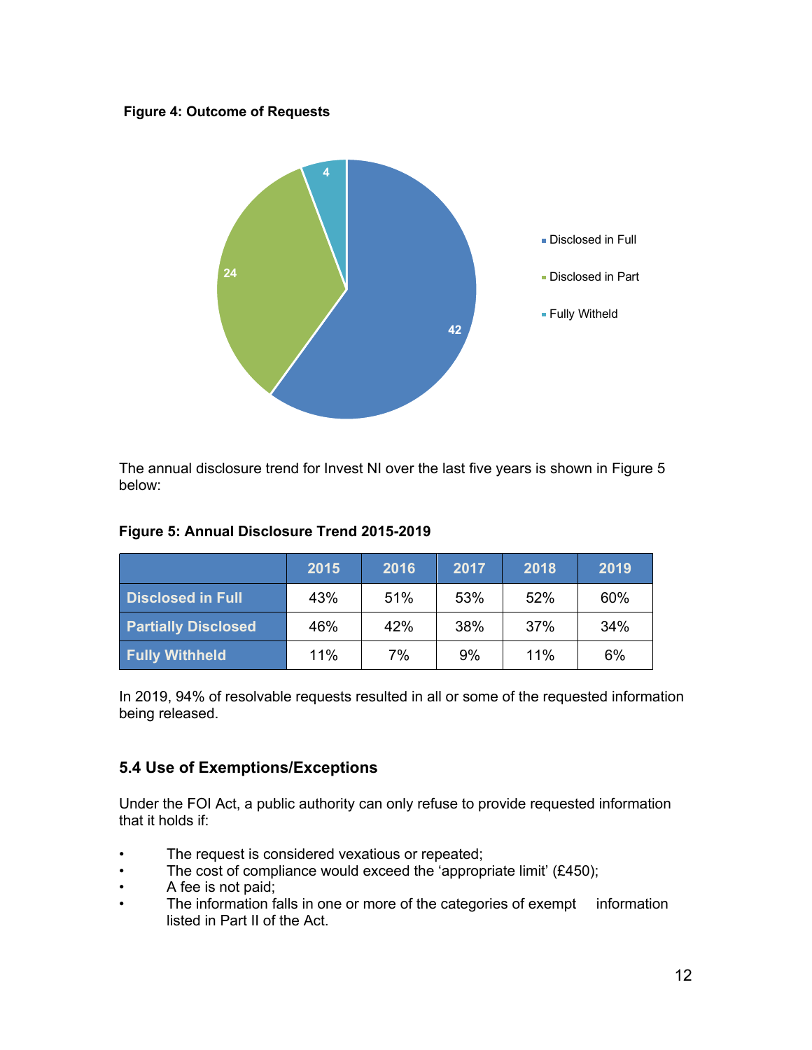**Figure 4: Outcome of Requests**

**Figure 5: Annual Disclosure Trend 2015-2019**

The annual disclosure trend for Invest NI over the last five years is shown in Figure 5 below:

| | 2015 | 2016 | 2017 | 2018 | 2019 |
|---|---|---|---|---|---|
| **Disclosed in Full** | 43% | 51% | 53% | 52% | 60% |
| **Partially Disclosed** | 46% | 42% | 38% | 37% | 34% |
| **Fully Withheld** | 11% | 7% | 9% | 11% | 6% |

In 2019, 94% of resolvable requests resulted in all or some of the requested information being released.

### 5.4 Use of Exemptions/Exceptions

Under the FOI Act, a public authority can only refuse to provide requested information that it holds if:

- The request is considered vexatious or repeated;
- The cost of compliance would exceed the 'appropriate limit' (£450);
- A fee is not paid;
- The information falls in one or more of the categories of exempt information listed in Part II of the Act.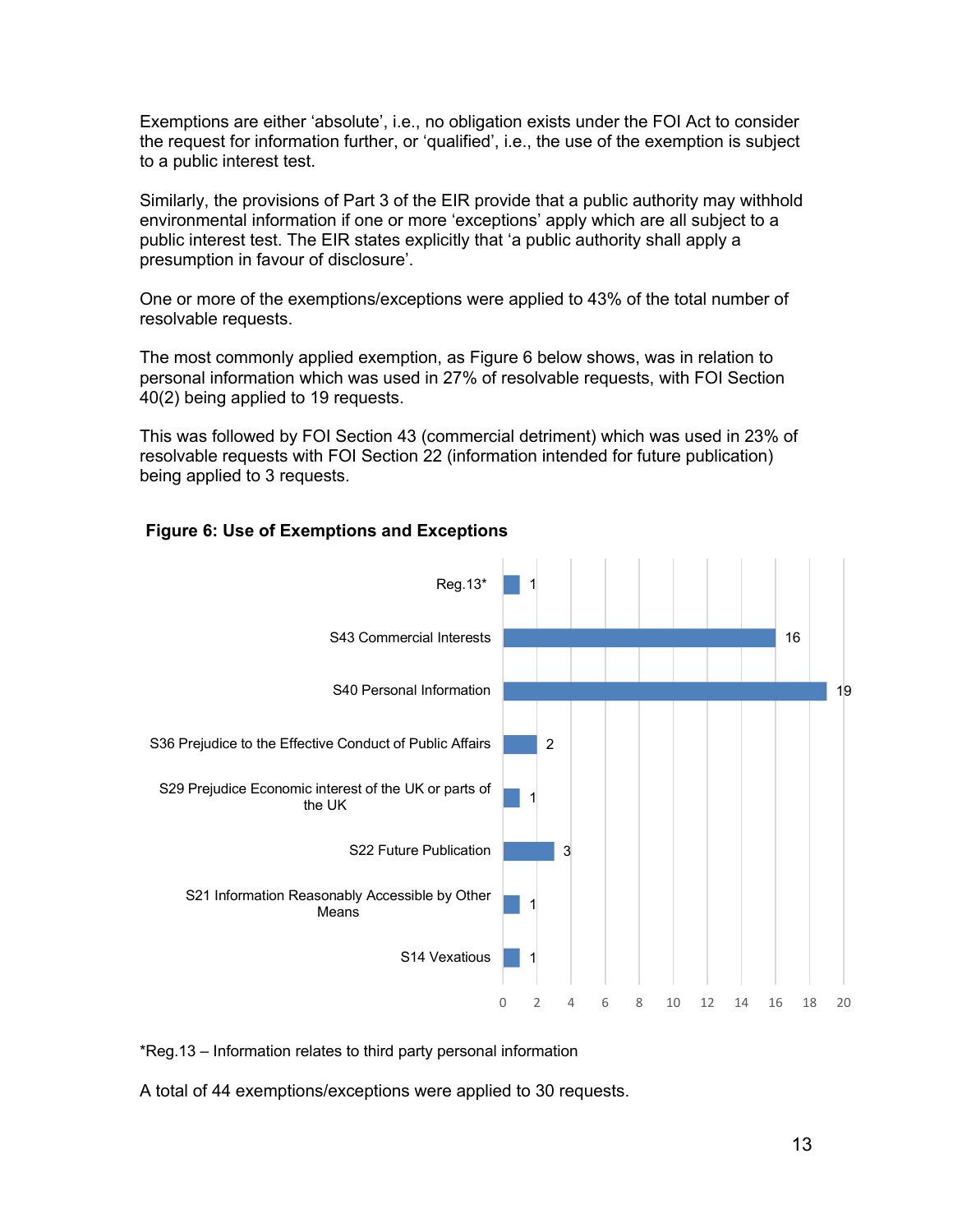Exemptions are either ‘absolute’, i.e., no obligation exists under the FOI Act to consider the request for information further, or ‘qualified’, i.e., the use of the exemption is subject to a public interest test.

Similarly, the provisions of Part 3 of the EIR provide that a public authority may withhold environmental information if one or more ‘exceptions’ apply which are all subject to a public interest test. The EIR states explicitly that ‘a public authority shall apply a presumption in favour of disclosure’.

One or more of the exemptions/exceptions were applied to 43% of the total number of resolvable requests.

The most commonly applied exemption, as Figure 6 below shows, was in relation to personal information which was used in 27% of resolvable requests, with FOI Section 40(2) being applied to 19 requests.

This was followed by FOI Section 43 (commercial detriment) which was used in 23% of resolvable requests with FOI Section 22 (information intended for future publication) being applied to 3 requests.

**Figure 6: Use of Exemptions and Exceptions**

| Exemption/Exception | Number |
| --- | --- |
| Reg.13* | 1 |
| S43 Commercial Interests | 16 |
| S40 Personal Information | 19 |
| S36 Prejudice to the Effective Conduct of Public Affairs | 2 |
| S29 Prejudice Economic interest of the UK or parts of the UK | 1 |
| S22 Future Publication | 3 |
| S21 Information Reasonably Accessible by Other Means | 1 |
| S14 Vexatious | 1 |

*Reg.13 – Information relates to third party personal information

A total of 44 exemptions/exceptions were applied to 30 requests.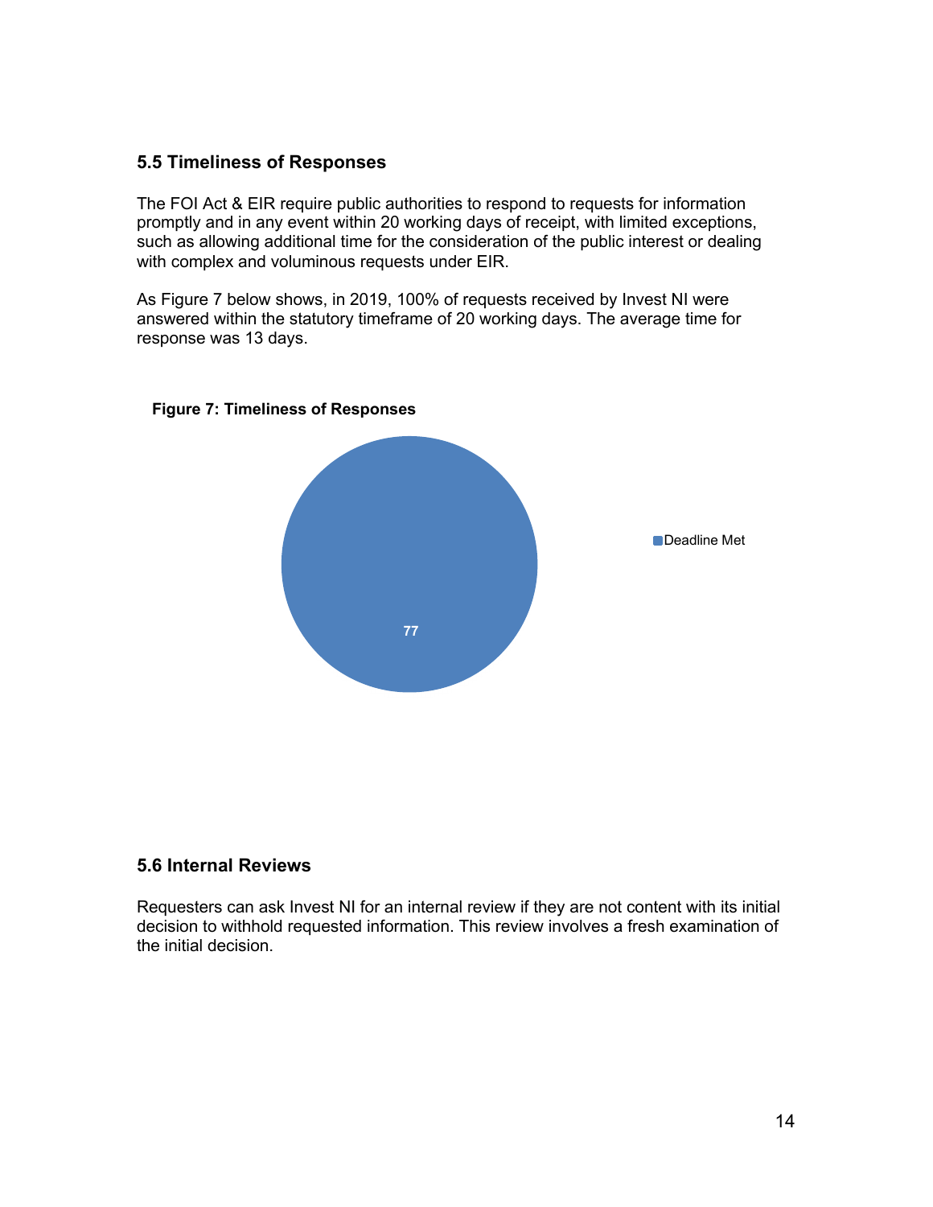### 5.5 Timeliness of Responses

The FOI Act & EIR require public authorities to respond to requests for information promptly and in any event within 20 working days of receipt, with limited exceptions, such as allowing additional time for the consideration of the public interest or dealing with complex and voluminous requests under EIR.

As Figure 7 below shows, in 2019, 100% of requests received by Invest NI were answered within the statutory timeframe of 20 working days. The average time for response was 13 days.

**Figure 7: Timeliness of Responses**

| Category | Count |
|---|---|
| Deadline Met | 77 |

### 5.6 Internal Reviews

Requesters can ask Invest NI for an internal review if they are not content with its initial decision to withhold requested information. This review involves a fresh examination of the initial decision.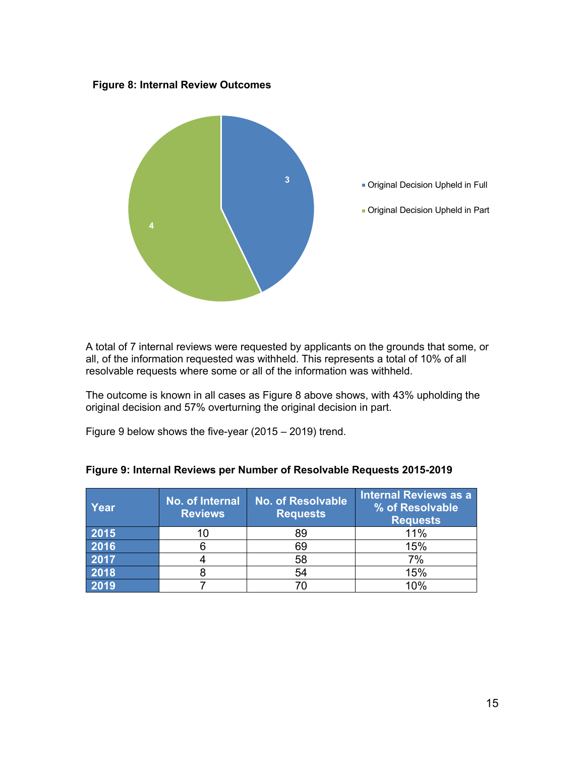**Figure 8: Internal Review Outcomes**

A total of 7 internal reviews were requested by applicants on the grounds that some, or all, of the information requested was withheld. This represents a total of 10% of all resolvable requests where some or all of the information was withheld.

The outcome is known in all cases as Figure 8 above shows, with 43% upholding the original decision and 57% overturning the original decision in part.

Figure 9 below shows the five-year (2015 – 2019) trend.

**Figure 9: Internal Reviews per Number of Resolvable Requests 2015-2019**

| Year | No. of Internal Reviews | No. of Resolvable Requests | Internal Reviews as a % of Resolvable Requests |
|---|---|---|---|
| 2015 | 10 | 89 | 11% |
| 2016 | 6 | 69 | 15% |
| 2017 | 4 | 58 | 7% |
| 2018 | 8 | 54 | 15% |
| 2019 | 7 | 70 | 10% |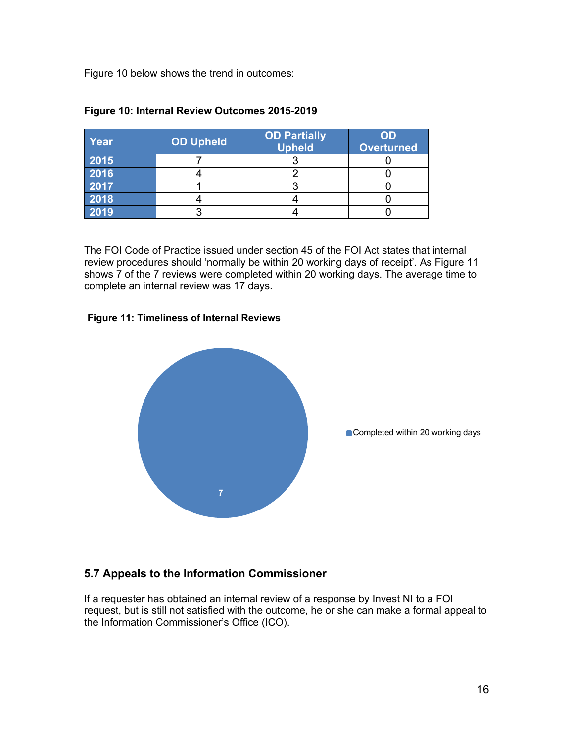Figure 10 below shows the trend in outcomes:

**Figure 10: Internal Review Outcomes 2015-2019**

| Year | OD Upheld | OD Partially Upheld | OD Overturned |
|---|---|---|---|
| 2015 | 7 | 3 | 0 |
| 2016 | 4 | 2 | 0 |
| 2017 | 1 | 3 | 0 |
| 2018 | 4 | 4 | 0 |
| 2019 | 3 | 4 | 0 |

The FOI Code of Practice issued under section 45 of the FOI Act states that internal review procedures should 'normally be within 20 working days of receipt'. As Figure 11 shows 7 of the 7 reviews were completed within 20 working days. The average time to complete an internal review was 17 days.

**Figure 11: Timeliness of Internal Reviews**

| Category | Count |
|---|---|
| Completed within 20 working days | 7 |

## 5.7 Appeals to the Information Commissioner

If a requester has obtained an internal review of a response by Invest NI to a FOI request, but is still not satisfied with the outcome, he or she can make a formal appeal to the Information Commissioner's Office (ICO).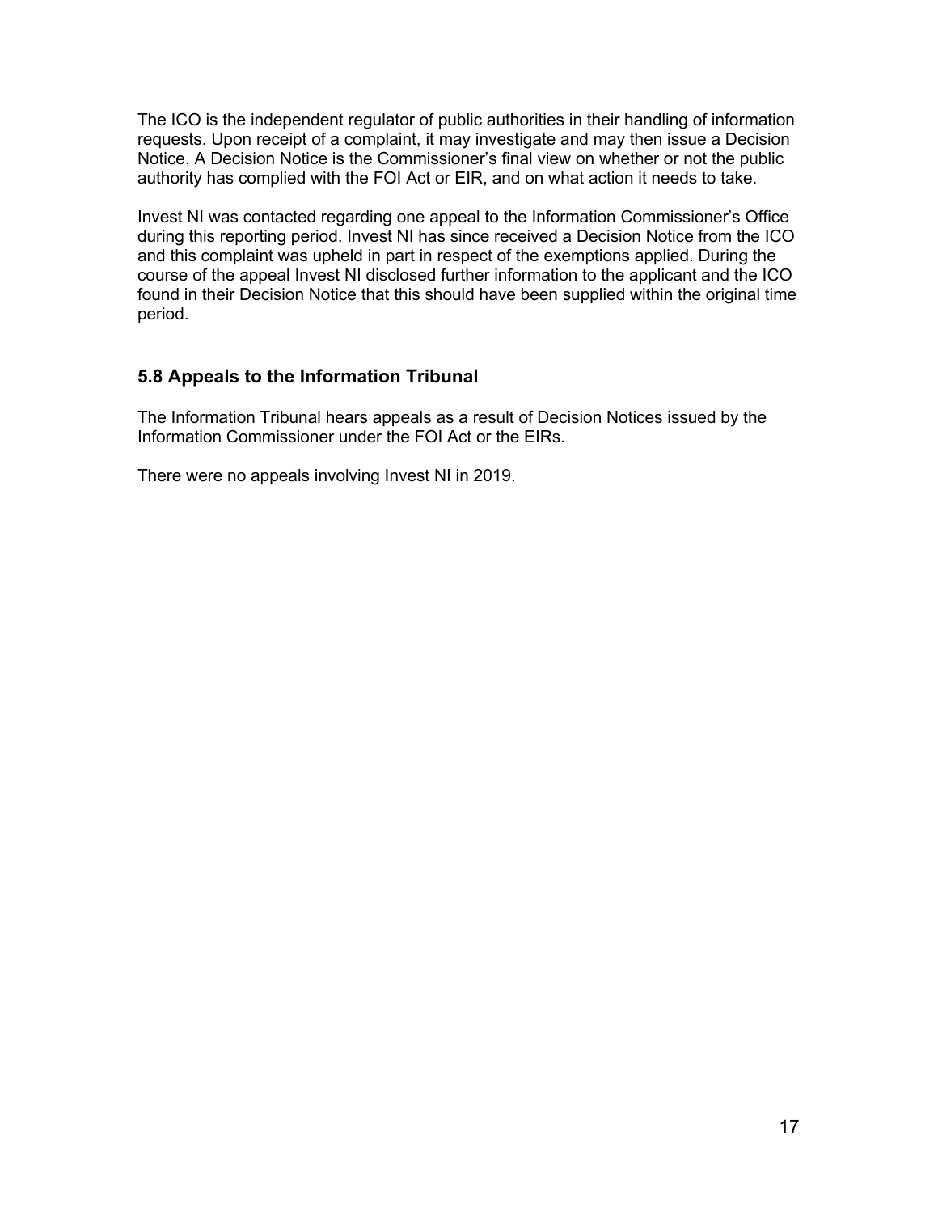The ICO is the independent regulator of public authorities in their handling of information requests. Upon receipt of a complaint, it may investigate and may then issue a Decision Notice. A Decision Notice is the Commissioner's final view on whether or not the public authority has complied with the FOI Act or EIR, and on what action it needs to take.

Invest NI was contacted regarding one appeal to the Information Commissioner's Office during this reporting period. Invest NI has since received a Decision Notice from the ICO and this complaint was upheld in part in respect of the exemptions applied. During the course of the appeal Invest NI disclosed further information to the applicant and the ICO found in their Decision Notice that this should have been supplied within the original time period.

### 5.8 Appeals to the Information Tribunal

The Information Tribunal hears appeals as a result of Decision Notices issued by the Information Commissioner under the FOI Act or the EIRs.

There were no appeals involving Invest NI in 2019.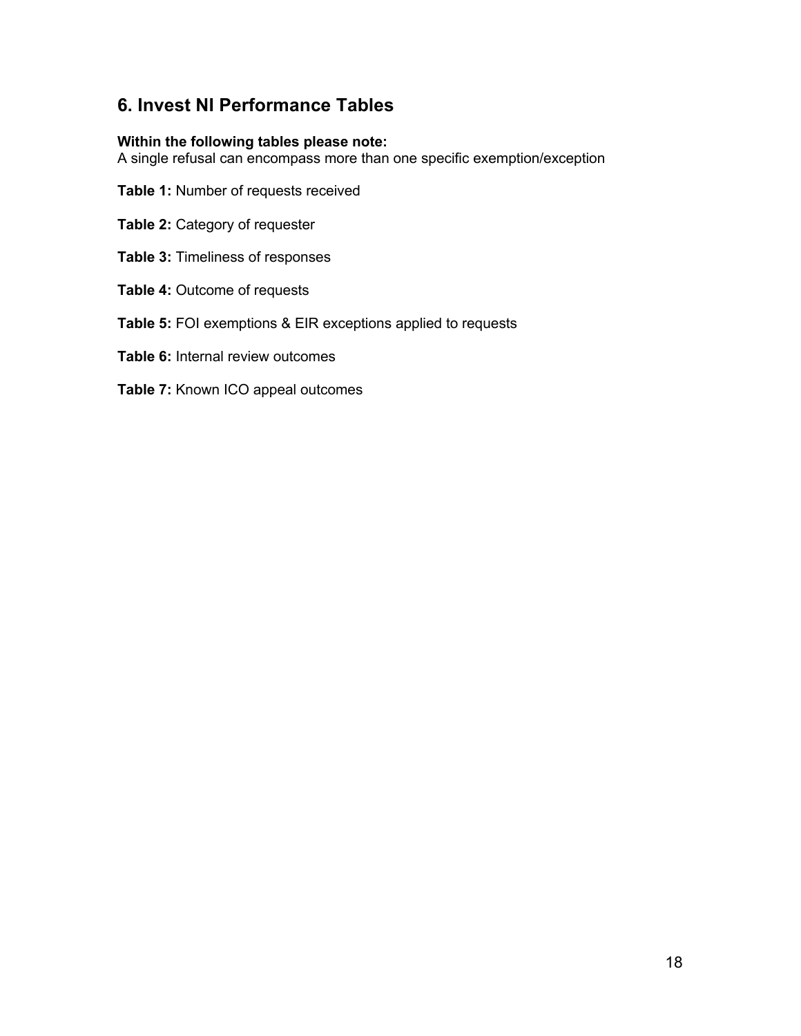## 6. Invest NI Performance Tables

**Within the following tables please note:**
A single refusal can encompass more than one specific exemption/exception

**Table 1:** Number of requests received

**Table 2:** Category of requester

**Table 3:** Timeliness of responses

**Table 4:** Outcome of requests

**Table 5:** FOI exemptions & EIR exceptions applied to requests

**Table 6:** Internal review outcomes

**Table 7:** Known ICO appeal outcomes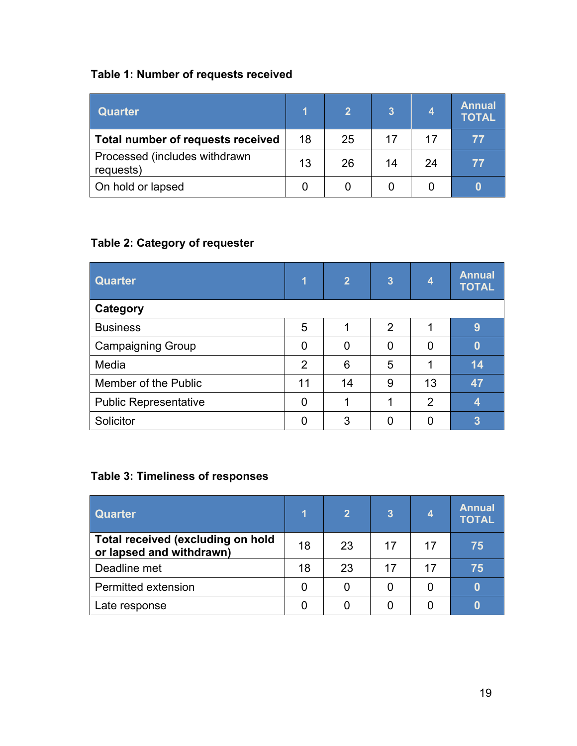**Table 1: Number of requests received**

| Quarter | 1 | 2 | 3 | 4 | Annual TOTAL |
|---|---|---|---|---|---|
| **Total number of requests received** | 18 | 25 | 17 | 17 | 77 |
| Processed (includes withdrawn requests) | 13 | 26 | 14 | 24 | 77 |
| On hold or lapsed | 0 | 0 | 0 | 0 | 0 |

**Table 2: Category of requester**

| Quarter | 1 | 2 | 3 | 4 | Annual TOTAL |
|---|---|---|---|---|---|
| **Category** | | | | | |
| Business | 5 | 1 | 2 | 1 | 9 |
| Campaigning Group | 0 | 0 | 0 | 0 | 0 |
| Media | 2 | 6 | 5 | 1 | 14 |
| Member of the Public | 11 | 14 | 9 | 13 | 47 |
| Public Representative | 0 | 1 | 1 | 2 | 4 |
| Solicitor | 0 | 3 | 0 | 0 | 3 |

**Table 3: Timeliness of responses**

| Quarter | 1 | 2 | 3 | 4 | Annual TOTAL |
|---|---|---|---|---|---|
| **Total received (excluding on hold or lapsed and withdrawn)** | 18 | 23 | 17 | 17 | 75 |
| Deadline met | 18 | 23 | 17 | 17 | 75 |
| Permitted extension | 0 | 0 | 0 | 0 | 0 |
| Late response | 0 | 0 | 0 | 0 | 0 |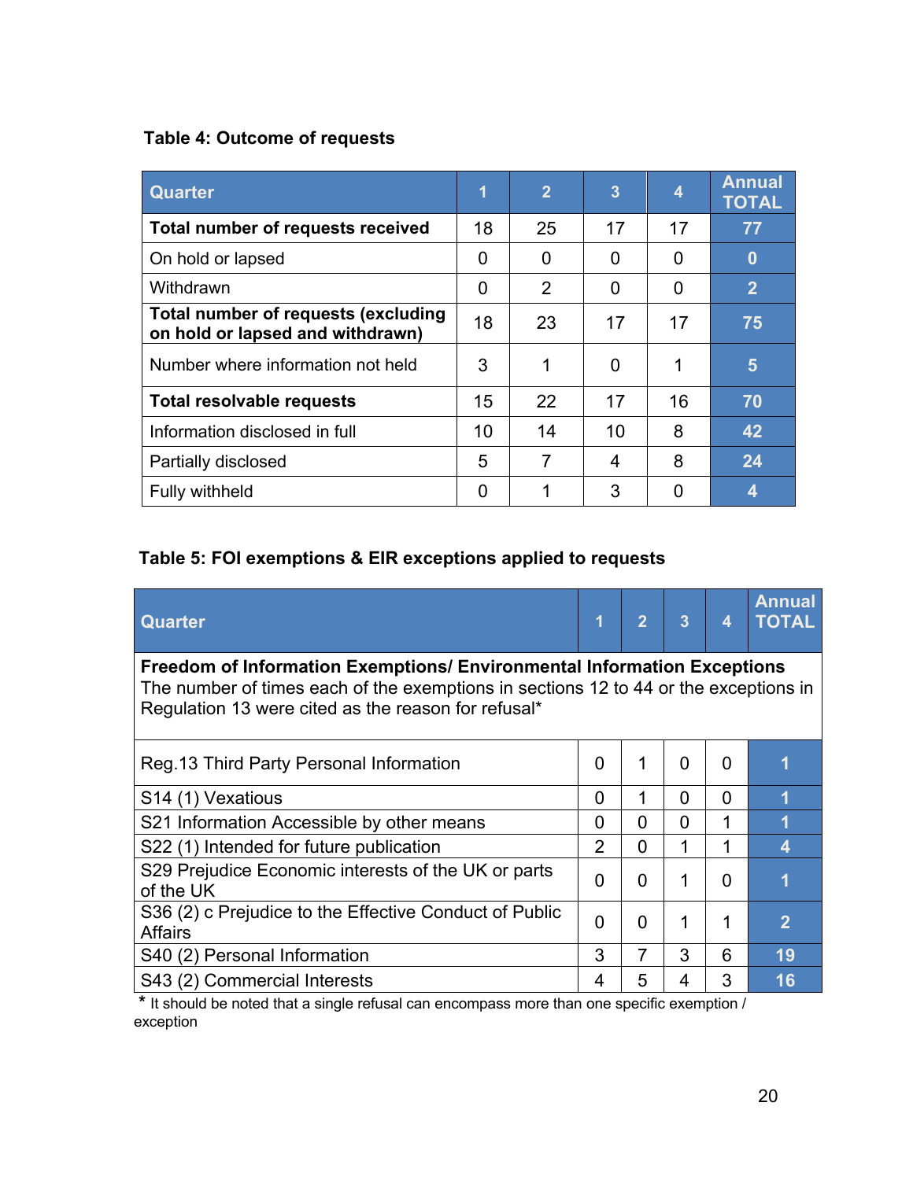**Table 4: Outcome of requests**

| Quarter | 1 | 2 | 3 | 4 | Annual TOTAL |
|---|---|---|---|---|---|
| **Total number of requests received** | 18 | 25 | 17 | 17 | 77 |
| On hold or lapsed | 0 | 0 | 0 | 0 | 0 |
| Withdrawn | 0 | 2 | 0 | 0 | 2 |
| **Total number of requests (excluding on hold or lapsed and withdrawn)** | 18 | 23 | 17 | 17 | 75 |
| Number where information not held | 3 | 1 | 0 | 1 | 5 |
| **Total resolvable requests** | 15 | 22 | 17 | 16 | 70 |
| Information disclosed in full | 10 | 14 | 10 | 8 | 42 |
| Partially disclosed | 5 | 7 | 4 | 8 | 24 |
| Fully withheld | 0 | 1 | 3 | 0 | 4 |

**Table 5: FOI exemptions & EIR exceptions applied to requests**

| Quarter | 1 | 2 | 3 | 4 | Annual TOTAL |
|---|---|---|---|---|---|
| **Freedom of Information Exemptions/ Environmental Information Exceptions** The number of times each of the exemptions in sections 12 to 44 or the exceptions in Regulation 13 were cited as the reason for refusal* | | | | | |
| Reg.13 Third Party Personal Information | 0 | 1 | 0 | 0 | 1 |
| S14 (1) Vexatious | 0 | 1 | 0 | 0 | 1 |
| S21 Information Accessible by other means | 0 | 0 | 0 | 1 | 1 |
| S22 (1) Intended for future publication | 2 | 0 | 1 | 1 | 4 |
| S29 Prejudice Economic interests of the UK or parts of the UK | 0 | 0 | 1 | 0 | 1 |
| S36 (2) c Prejudice to the Effective Conduct of Public Affairs | 0 | 0 | 1 | 1 | 2 |
| S40 (2) Personal Information | 3 | 7 | 3 | 6 | 19 |
| S43 (2) Commercial Interests | 4 | 5 | 4 | 3 | 16 |

* It should be noted that a single refusal can encompass more than one specific exemption / exception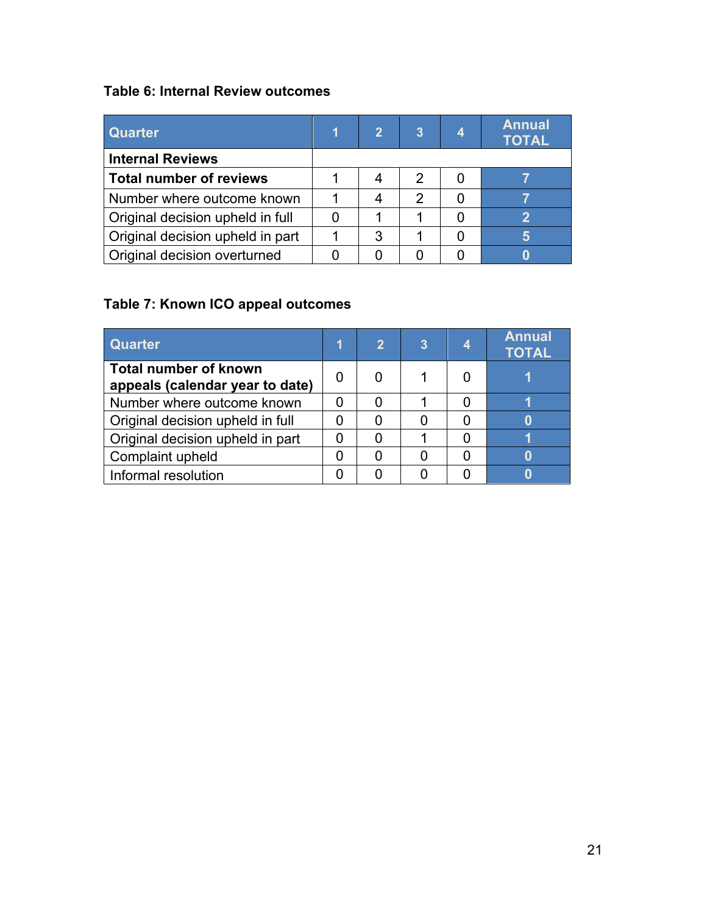**Table 6: Internal Review outcomes**

| Quarter | 1 | 2 | 3 | 4 | Annual TOTAL |
|---|---|---|---|---|---|
| **Internal Reviews** | | | | | |
| **Total number of reviews** | 1 | 4 | 2 | 0 | 7 |
| Number where outcome known | 1 | 4 | 2 | 0 | 7 |
| Original decision upheld in full | 0 | 1 | 1 | 0 | 2 |
| Original decision upheld in part | 1 | 3 | 1 | 0 | 5 |
| Original decision overturned | 0 | 0 | 0 | 0 | 0 |

**Table 7: Known ICO appeal outcomes**

| Quarter | 1 | 2 | 3 | 4 | Annual TOTAL |
|---|---|---|---|---|---|
| **Total number of known appeals (calendar year to date)** | 0 | 0 | 1 | 0 | 1 |
| Number where outcome known | 0 | 0 | 1 | 0 | 1 |
| Original decision upheld in full | 0 | 0 | 0 | 0 | 0 |
| Original decision upheld in part | 0 | 0 | 1 | 0 | 1 |
| Complaint upheld | 0 | 0 | 0 | 0 | 0 |
| Informal resolution | 0 | 0 | 0 | 0 | 0 |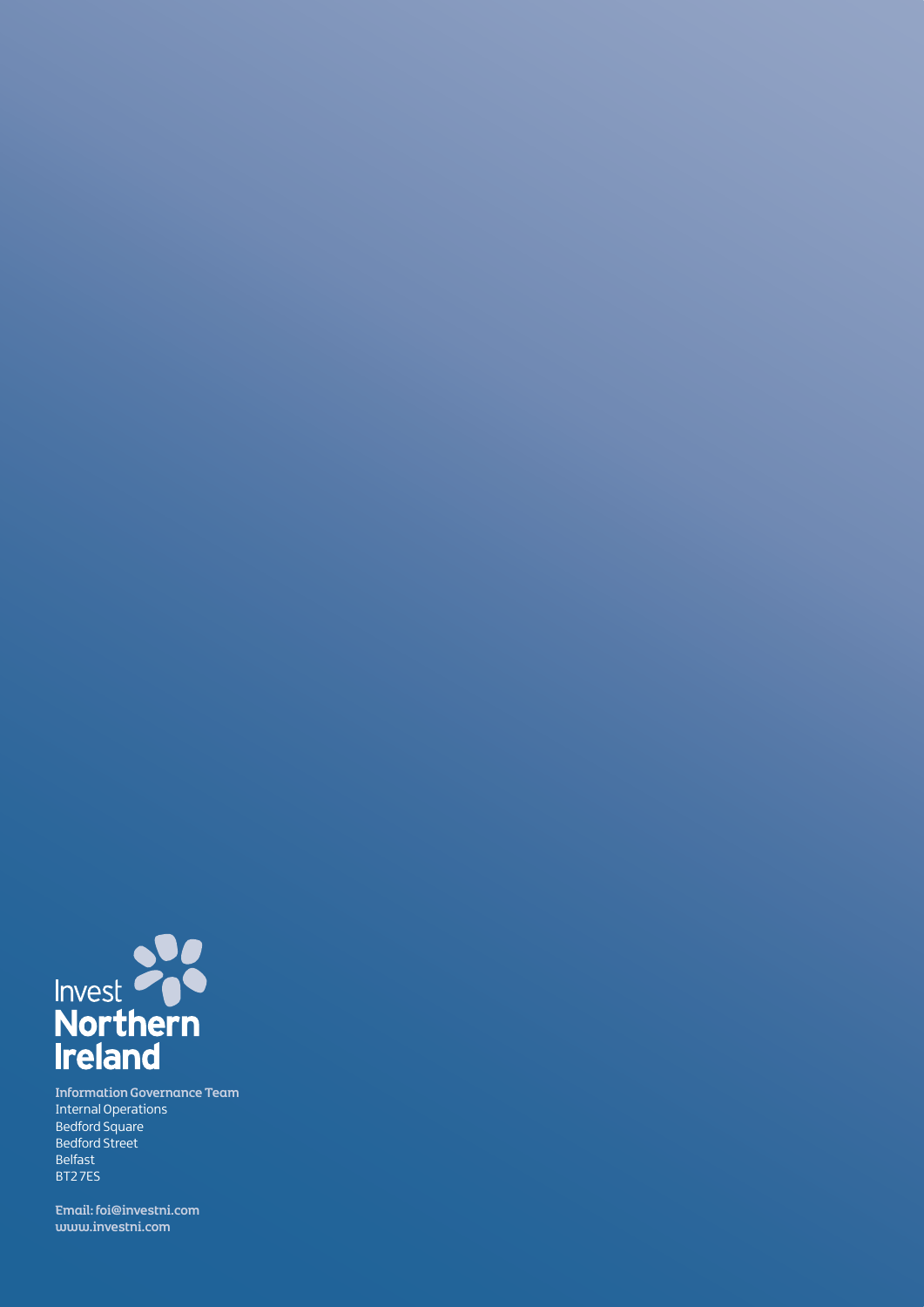Invest Northern Ireland

**Information Governance Team**
Internal Operations
Bedford Square
Bedford Street
Belfast
BT2 7ES

**Email: foi@investni.com**
**www.investni.com**